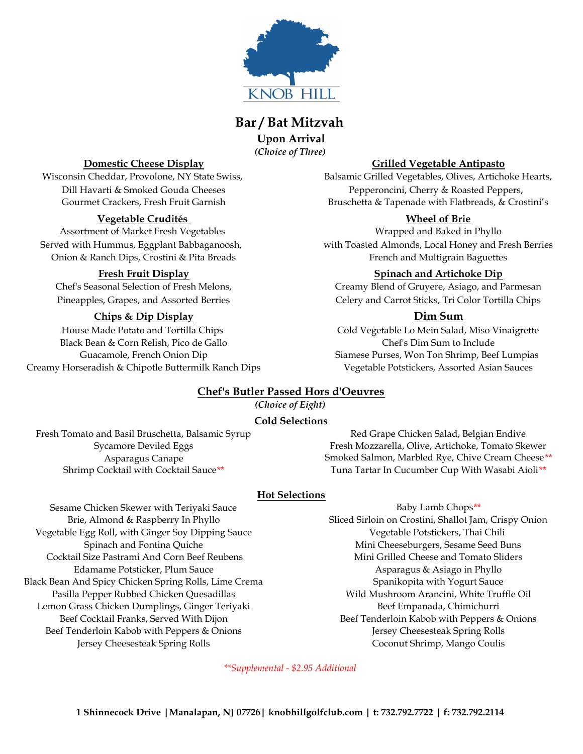KNOB HILL

# Bar / Bat Mitzvah

## Upon Arrival

***(Choice of Three)***

**Domestic Cheese Display**

Wisconsin Cheddar, Provolone, NY State Swiss,
Dill Havarti & Smoked Gouda Cheeses
Gourmet Crackers, Fresh Fruit Garnish

**Vegetable Crudités**

Assortment of Market Fresh Vegetables
Served with Hummus, Eggplant Babbaganoosh,
Onion & Ranch Dips, Crostini & Pita Breads

**Fresh Fruit Display**

Chef's Seasonal Selection of Fresh Melons,
Pineapples, Grapes, and Assorted Berries

**Chips & Dip Display**

House Made Potato and Tortilla Chips
Black Bean & Corn Relish, Pico de Gallo
Guacamole, French Onion Dip
Creamy Horseradish & Chipotle Buttermilk Ranch Dips

**Grilled Vegetable Antipasto**

Balsamic Grilled Vegetables, Olives, Artichoke Hearts,
Pepperoncini, Cherry & Roasted Peppers,
Bruschetta & Tapenade with Flatbreads, & Crostini's

**Wheel of Brie**

Wrapped and Baked in Phyllo
with Toasted Almonds, Local Honey and Fresh Berries
French and Multigrain Baguettes

**Spinach and Artichoke Dip**

Creamy Blend of Gruyere, Asiago, and Parmesan
Celery and Carrot Sticks, Tri Color Tortilla Chips

**Dim Sum**

Cold Vegetable Lo Mein Salad, Miso Vinaigrette
Chef's Dim Sum to Include
Siamese Purses, Won Ton Shrimp, Beef Lumpias
Vegetable Potstickers, Assorted Asian Sauces

## Chef's Butler Passed Hors d'Oeuvres

***(Choice of Eight)***

### Cold Selections

Fresh Tomato and Basil Bruschetta, Balsamic Syrup
Sycamore Deviled Eggs
Asparagus Canape
Shrimp Cocktail with Cocktail Sauce**
Red Grape Chicken Salad, Belgian Endive
Fresh Mozzarella, Olive, Artichoke, Tomato Skewer
Smoked Salmon, Marbled Rye, Chive Cream Cheese**
Tuna Tartar In Cucumber Cup With Wasabi Aioli**

### Hot Selections

Sesame Chicken Skewer with Teriyaki Sauce
Brie, Almond & Raspberry In Phyllo
Vegetable Egg Roll, with Ginger Soy Dipping Sauce
Spinach and Fontina Quiche
Cocktail Size Pastrami And Corn Beef Reubens
Edamame Potsticker, Plum Sauce
Black Bean And Spicy Chicken Spring Rolls, Lime Crema
Pasilla Pepper Rubbed Chicken Quesadillas
Lemon Grass Chicken Dumplings, Ginger Teriyaki
Beef Cocktail Franks, Served With Dijon
Beef Tenderloin Kabob with Peppers & Onions
Jersey Cheesesteak Spring Rolls
Baby Lamb Chops**
Sliced Sirloin on Crostini, Shallot Jam, Crispy Onion
Vegetable Potstickers, Thai Chili
Mini Cheeseburgers, Sesame Seed Buns
Mini Grilled Cheese and Tomato Sliders
Asparagus & Asiago in Phyllo
Spanikopita with Yogurt Sauce
Wild Mushroom Arancini, White Truffle Oil
Beef Empanada, Chimichurri
Beef Tenderloin Kabob with Peppers & Onions
Jersey Cheesesteak Spring Rolls
Coconut Shrimp, Mango Coulis

*\*\*Supplemental - $2.95 Additional*

**1 Shinnecock Drive | Manalapan, NJ 07726 | knobhillgolfclub.com | t: 732.792.7722 | f: 732.792.2114**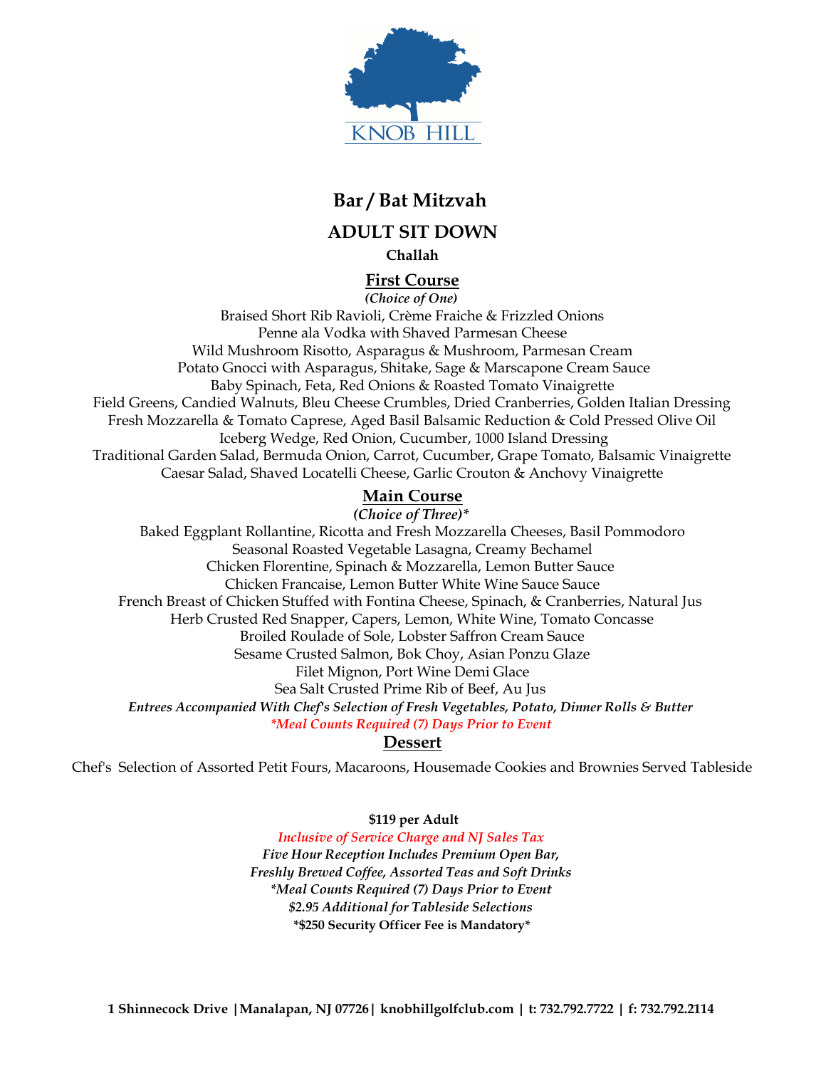KNOB HILL

# Bar / Bat Mitzvah

## ADULT SIT DOWN

**Challah**

### First Course

***(Choice of One)***

Braised Short Rib Ravioli, Crème Fraiche & Frizzled Onions
Penne ala Vodka with Shaved Parmesan Cheese
Wild Mushroom Risotto, Asparagus & Mushroom, Parmesan Cream
Potato Gnocci with Asparagus, Shitake, Sage & Marscapone Cream Sauce
Baby Spinach, Feta, Red Onions & Roasted Tomato Vinaigrette
Field Greens, Candied Walnuts, Bleu Cheese Crumbles, Dried Cranberries, Golden Italian Dressing
Fresh Mozzarella & Tomato Caprese, Aged Basil Balsamic Reduction & Cold Pressed Olive Oil
Iceberg Wedge, Red Onion, Cucumber, 1000 Island Dressing
Traditional Garden Salad, Bermuda Onion, Carrot, Cucumber, Grape Tomato, Balsamic Vinaigrette
Caesar Salad, Shaved Locatelli Cheese, Garlic Crouton & Anchovy Vinaigrette

### Main Course

***(Choice of Three)****

Baked Eggplant Rollantine, Ricotta and Fresh Mozzarella Cheeses, Basil Pommodoro
Seasonal Roasted Vegetable Lasagna, Creamy Bechamel
Chicken Florentine, Spinach & Mozzarella, Lemon Butter Sauce
Chicken Francaise, Lemon Butter White Wine Sauce Sauce
French Breast of Chicken Stuffed with Fontina Cheese, Spinach, & Cranberries, Natural Jus
Herb Crusted Red Snapper, Capers, Lemon, White Wine, Tomato Concasse
Broiled Roulade of Sole, Lobster Saffron Cream Sauce
Sesame Crusted Salmon, Bok Choy, Asian Ponzu Glaze
Filet Mignon, Port Wine Demi Glace
Sea Salt Crusted Prime Rib of Beef, Au Jus

***Entrees Accompanied With Chef's Selection of Fresh Vegetables, Potato, Dinner Rolls & Butter***

*\*Meal Counts Required (7) Days Prior to Event*

### Dessert

Chef's Selection of Assorted Petit Fours, Macaroons, Housemade Cookies and Brownies Served Tableside

**$119 per Adult**

*Inclusive of Service Charge and NJ Sales Tax*

***Five Hour Reception Includes Premium Open Bar,***
***Freshly Brewed Coffee, Assorted Teas and Soft Drinks***
***\*Meal Counts Required (7) Days Prior to Event***
***$2.95 Additional for Tableside Selections***
**\*$250 Security Officer Fee is Mandatory\***

**1 Shinnecock Drive | Manalapan, NJ 07726 | knobhillgolfclub.com | t: 732.792.7722 | f: 732.792.2114**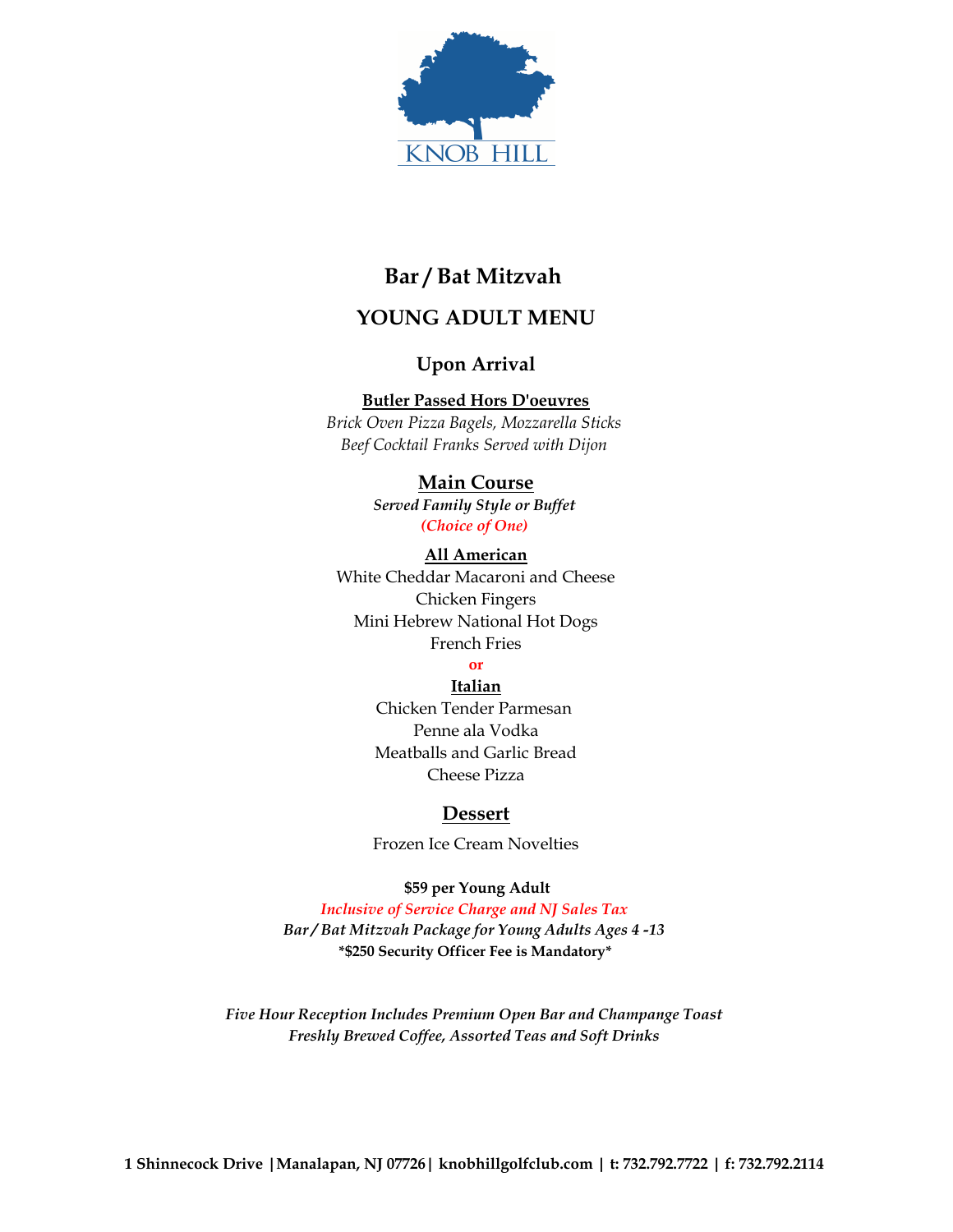KNOB HILL

# Bar / Bat Mitzvah

## YOUNG ADULT MENU

### Upon Arrival

**Butler Passed Hors D'oeuvres**

*Brick Oven Pizza Bagels, Mozzarella Sticks*
*Beef Cocktail Franks Served with Dijon*

### Main Course

***Served Family Style or Buffet***
***(Choice of One)***

**All American**

White Cheddar Macaroni and Cheese
Chicken Fingers
Mini Hebrew National Hot Dogs
French Fries

**or**

**Italian**

Chicken Tender Parmesan
Penne ala Vodka
Meatballs and Garlic Bread
Cheese Pizza

### Dessert

Frozen Ice Cream Novelties

**$59 per Young Adult**
*Inclusive of Service Charge and NJ Sales Tax*
***Bar / Bat Mitzvah Package for Young Adults Ages 4 -13***
**\*$250 Security Officer Fee is Mandatory\***

***Five Hour Reception Includes Premium Open Bar and Champange Toast***
***Freshly Brewed Coffee, Assorted Teas and Soft Drinks***

**1 Shinnecock Drive | Manalapan, NJ 07726 | knobhillgolfclub.com | t: 732.792.7722 | f: 732.792.2114**